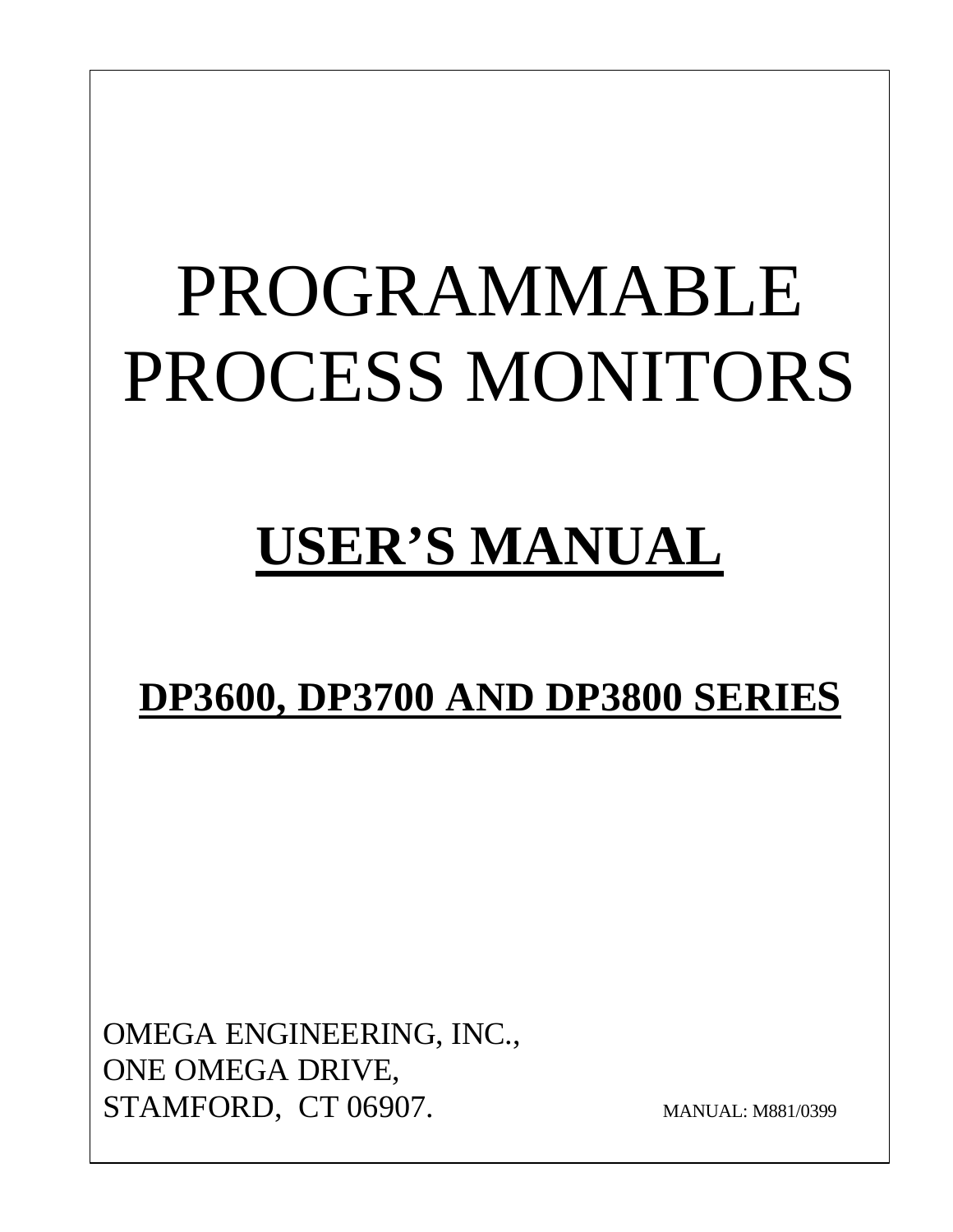# PROGRAMMABLE PROCESS MONITORS

## USER'S MANUAL

## DP3600, DP3700 AND DP3800 SERIES

OMEGA ENGINEERING, INC.,
ONE OMEGA DRIVE,
STAMFORD, CT 06907.

MANUAL: M881/0399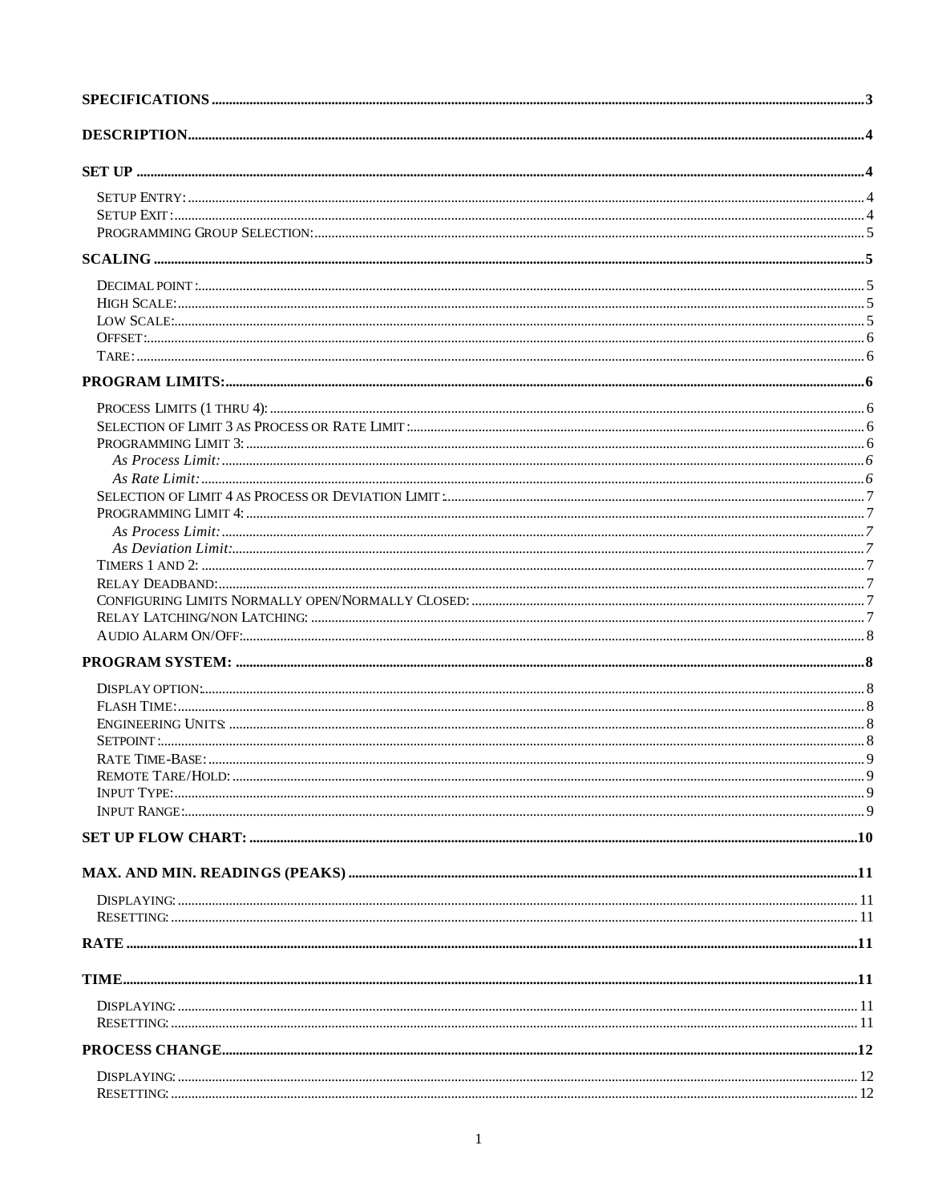**SPECIFICATIONS** .......... 3

**DESCRIPTION** .......... 4

**SET UP** .......... 4

- SETUP ENTRY: .......... 4
- SETUP EXIT: .......... 4
- PROGRAMMING GROUP SELECTION: .......... 5

**SCALING** .......... 5

- DECIMAL POINT: .......... 5
- HIGH SCALE: .......... 5
- LOW SCALE: .......... 5
- OFFSET: .......... 6
- TARE: .......... 6

**PROGRAM LIMITS:** .......... 6

- PROCESS LIMITS (1 THRU 4): .......... 6
- SELECTION OF LIMIT 3 AS PROCESS OR RATE LIMIT: .......... 6
- PROGRAMMING LIMIT 3: .......... 6
  - *As Process Limit:* .......... 6
  - *As Rate Limit:* .......... 6
- SELECTION OF LIMIT 4 AS PROCESS OR DEVIATION LIMIT: .......... 7
- PROGRAMMING LIMIT 4: .......... 7
  - *As Process Limit:* .......... 7
  - *As Deviation Limit:* .......... 7
- TIMERS 1 AND 2: .......... 7
- RELAY DEADBAND: .......... 7
- CONFIGURING LIMITS NORMALLY OPEN/NORMALLY CLOSED: .......... 7
- RELAY LATCHING/NON LATCHING: .......... 7
- AUDIO ALARM ON/OFF: .......... 8

**PROGRAM SYSTEM:** .......... 8

- DISPLAY OPTION: .......... 8
- FLASH TIME: .......... 8
- ENGINEERING UNITS: .......... 8
- SETPOINT: .......... 8
- RATE TIME-BASE: .......... 9
- REMOTE TARE/HOLD: .......... 9
- INPUT TYPE: .......... 9
- INPUT RANGE: .......... 9

**SET UP FLOW CHART:** .......... 10

**MAX. AND MIN. READINGS (PEAKS)** .......... 11

- DISPLAYING: .......... 11
- RESETTING: .......... 11

**RATE** .......... 11

**TIME** .......... 11

- DISPLAYING: .......... 11
- RESETTING: .......... 11

**PROCESS CHANGE** .......... 12

- DISPLAYING: .......... 12
- RESETTING: .......... 12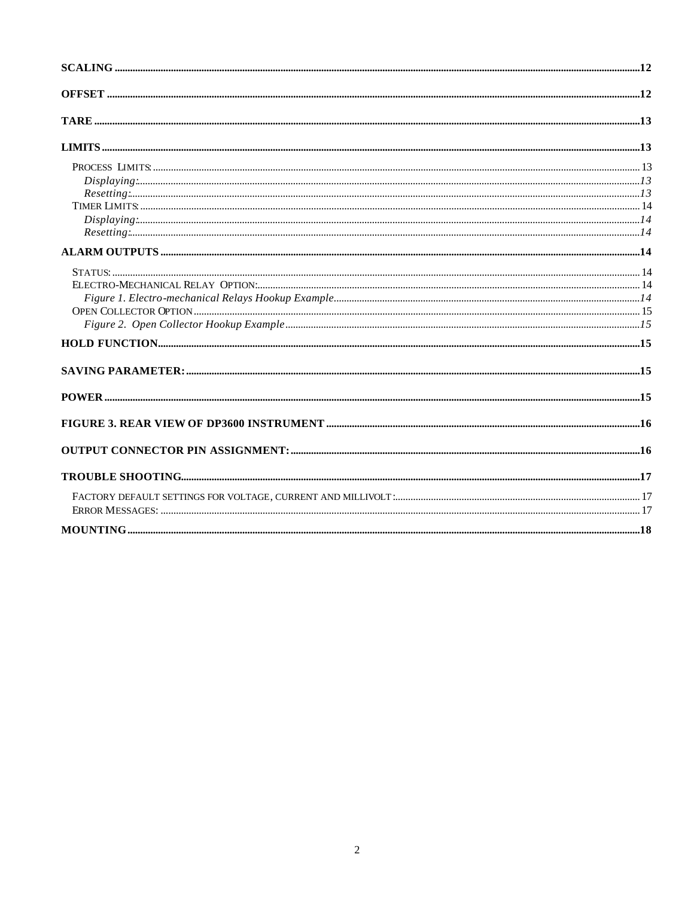**SCALING** ........................................................................................................................ 12

**OFFSET** ........................................................................................................................ 12

**TARE** ........................................................................................................................ 13

**LIMITS** ........................................................................................................................ 13

PROCESS LIMITS: ........................................................................................................................ 13

*Displaying:* ........................................................................................................................ *13*

*Resetting:* ........................................................................................................................ *13*

TIMER LIMITS: ........................................................................................................................ 14

*Displaying:* ........................................................................................................................ *14*

*Resetting:* ........................................................................................................................ *14*

**ALARM OUTPUTS** ........................................................................................................................ 14

STATUS: ........................................................................................................................ 14

ELECTRO-MECHANICAL RELAY OPTION: ........................................................................................................................ 14

*Figure 1. Electro-mechanical Relays Hookup Example* ........................................................................................................................ *14*

OPEN COLLECTOR OPTION ........................................................................................................................ 15

*Figure 2. Open Collector Hookup Example* ........................................................................................................................ *15*

**HOLD FUNCTION** ........................................................................................................................ 15

**SAVING PARAMETER:** ........................................................................................................................ 15

**POWER** ........................................................................................................................ 15

**FIGURE 3. REAR VIEW OF DP3600 INSTRUMENT** ........................................................................................................................ 16

**OUTPUT CONNECTOR PIN ASSIGNMENT:** ........................................................................................................................ 16

**TROUBLE SHOOTING** ........................................................................................................................ 17

FACTORY DEFAULT SETTINGS FOR VOLTAGE, CURRENT AND MILLIVOLT: ........................................................................................................................ 17

ERROR MESSAGES: ........................................................................................................................ 17

**MOUNTING** ........................................................................................................................ 18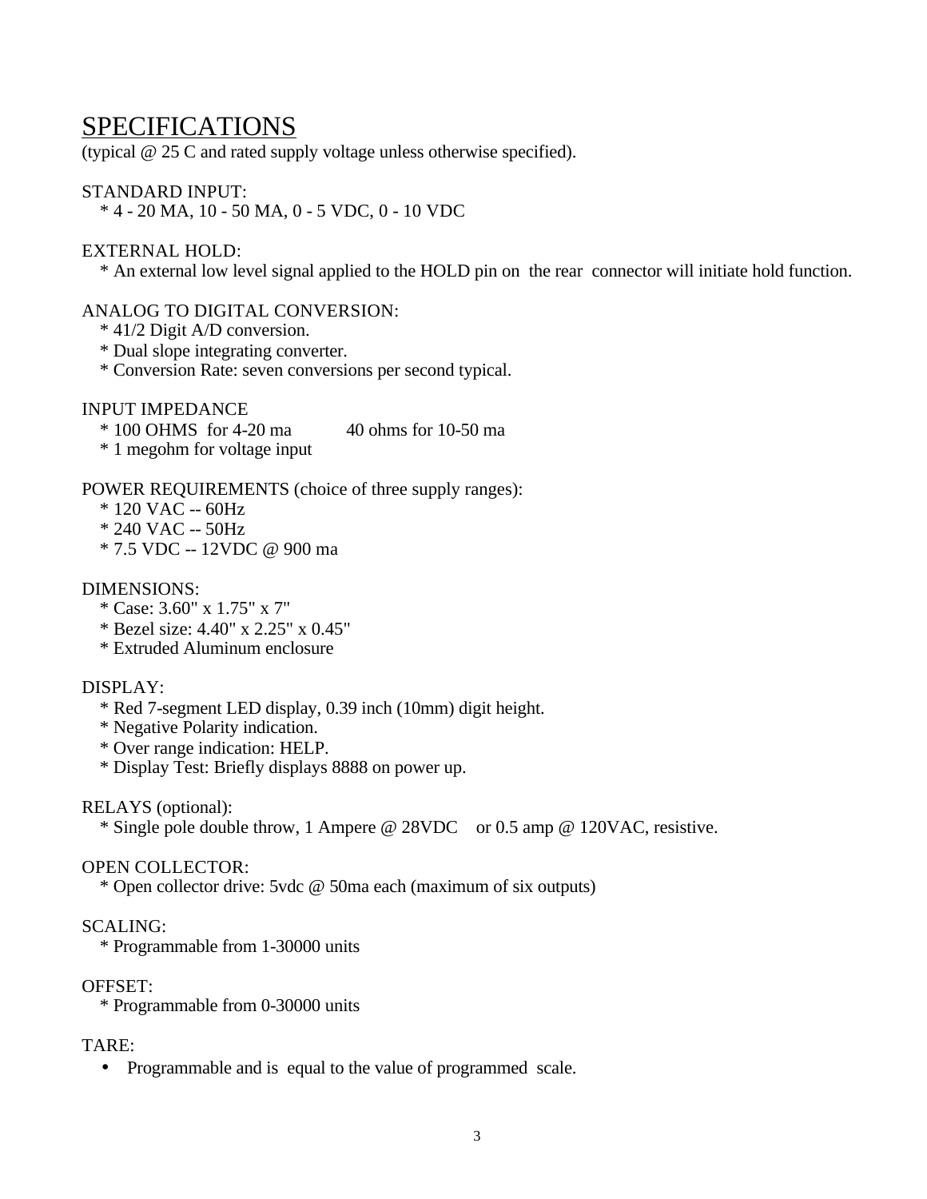# SPECIFICATIONS

(typical @ 25 C and rated supply voltage unless otherwise specified).

STANDARD INPUT:
* 4 - 20 MA, 10 - 50 MA, 0 - 5 VDC, 0 - 10 VDC

EXTERNAL HOLD:
* An external low level signal applied to the HOLD pin on the rear connector will initiate hold function.

ANALOG TO DIGITAL CONVERSION:
* 41/2 Digit A/D conversion.
* Dual slope integrating converter.
* Conversion Rate: seven conversions per second typical.

INPUT IMPEDANCE
* 100 OHMS for 4-20 ma          40 ohms for 10-50 ma
* 1 megohm for voltage input

POWER REQUIREMENTS (choice of three supply ranges):
* 120 VAC -- 60Hz
* 240 VAC -- 50Hz
* 7.5 VDC -- 12VDC @ 900 ma

DIMENSIONS:
* Case: 3.60" x 1.75" x 7"
* Bezel size: 4.40" x 2.25" x 0.45"
* Extruded Aluminum enclosure

DISPLAY:
* Red 7-segment LED display, 0.39 inch (10mm) digit height.
* Negative Polarity indication.
* Over range indication: HELP.
* Display Test: Briefly displays 8888 on power up.

RELAYS (optional):
* Single pole double throw, 1 Ampere @ 28VDC    or 0.5 amp @ 120VAC, resistive.

OPEN COLLECTOR:
* Open collector drive: 5vdc @ 50ma each (maximum of six outputs)

SCALING:
* Programmable from 1-30000 units

OFFSET:
* Programmable from 0-30000 units

TARE:
- Programmable and is equal to the value of programmed scale.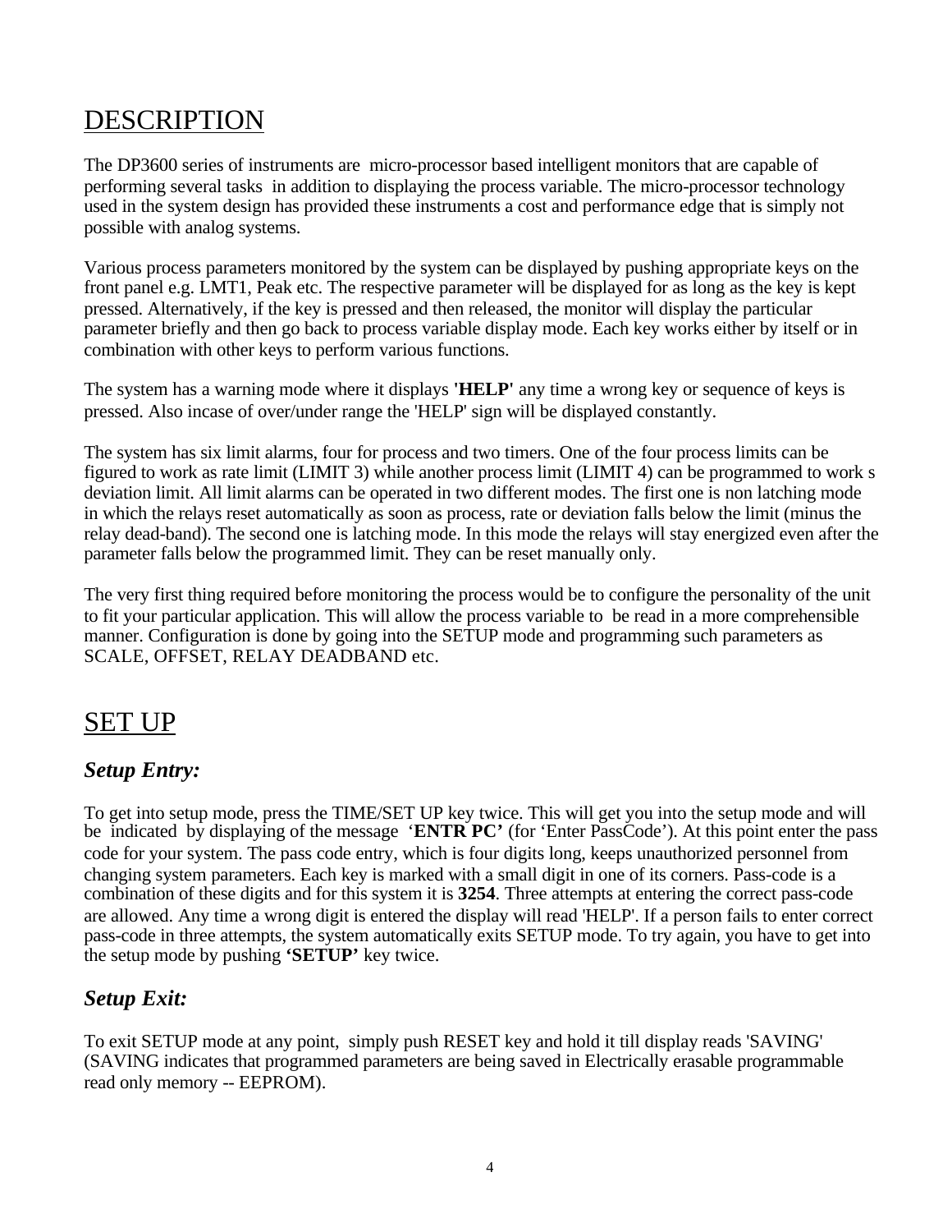# DESCRIPTION

The DP3600 series of instruments are micro-processor based intelligent monitors that are capable of performing several tasks in addition to displaying the process variable. The micro-processor technology used in the system design has provided these instruments a cost and performance edge that is simply not possible with analog systems.

Various process parameters monitored by the system can be displayed by pushing appropriate keys on the front panel e.g. LMT1, Peak etc. The respective parameter will be displayed for as long as the key is kept pressed. Alternatively, if the key is pressed and then released, the monitor will display the particular parameter briefly and then go back to process variable display mode. Each key works either by itself or in combination with other keys to perform various functions.

The system has a warning mode where it displays **'HELP'** any time a wrong key or sequence of keys is pressed. Also incase of over/under range the 'HELP' sign will be displayed constantly.

The system has six limit alarms, four for process and two timers. One of the four process limits can be figured to work as rate limit (LIMIT 3) while another process limit (LIMIT 4) can be programmed to work s deviation limit. All limit alarms can be operated in two different modes. The first one is non latching mode in which the relays reset automatically as soon as process, rate or deviation falls below the limit (minus the relay dead-band). The second one is latching mode. In this mode the relays will stay energized even after the parameter falls below the programmed limit. They can be reset manually only.

The very first thing required before monitoring the process would be to configure the personality of the unit to fit your particular application. This will allow the process variable to be read in a more comprehensible manner. Configuration is done by going into the SETUP mode and programming such parameters as SCALE, OFFSET, RELAY DEADBAND etc.

# SET UP

### *Setup Entry:*

To get into setup mode, press the TIME/SET UP key twice. This will get you into the setup mode and will be indicated by displaying of the message **'ENTR PC'** (for 'Enter PassCode'). At this point enter the pass code for your system. The pass code entry, which is four digits long, keeps unauthorized personnel from changing system parameters. Each key is marked with a small digit in one of its corners. Pass-code is a combination of these digits and for this system it is **3254**. Three attempts at entering the correct pass-code are allowed. Any time a wrong digit is entered the display will read 'HELP'. If a person fails to enter correct pass-code in three attempts, the system automatically exits SETUP mode. To try again, you have to get into the setup mode by pushing **'SETUP'** key twice.

### *Setup Exit:*

To exit SETUP mode at any point, simply push RESET key and hold it till display reads 'SAVING' (SAVING indicates that programmed parameters are being saved in Electrically erasable programmable read only memory -- EEPROM).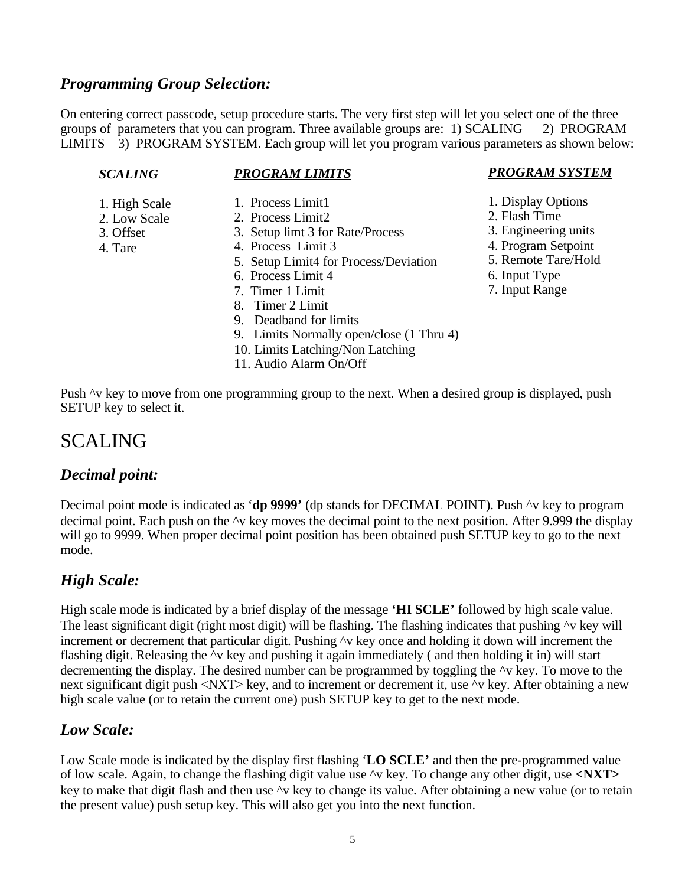### *Programming Group Selection:*

On entering correct passcode, setup procedure starts. The very first step will let you select one of the three groups of parameters that you can program. Three available groups are: 1) SCALING 2) PROGRAM LIMITS 3) PROGRAM SYSTEM. Each group will let you program various parameters as shown below:

***SCALING***

1. High Scale
2. Low Scale
3. Offset
4. Tare

***PROGRAM LIMITS***

1. Process Limit1
2. Process Limit2
3. Setup limt 3 for Rate/Process
4. Process Limit 3
5. Setup Limit4 for Process/Deviation
6. Process Limit 4
7. Timer 1 Limit
8. Timer 2 Limit
9. Deadband for limits
9. Limits Normally open/close (1 Thru 4)
10. Limits Latching/Non Latching
11. Audio Alarm On/Off

***PROGRAM SYSTEM***

1. Display Options
2. Flash Time
3. Engineering units
4. Program Setpoint
5. Remote Tare/Hold
6. Input Type
7. Input Range

Push ^v key to move from one programming group to the next. When a desired group is displayed, push SETUP key to select it.

## SCALING

### *Decimal point:*

Decimal point mode is indicated as '**dp 9999'** (dp stands for DECIMAL POINT). Push ^v key to program decimal point. Each push on the ^v key moves the decimal point to the next position. After 9.999 the display will go to 9999. When proper decimal point position has been obtained push SETUP key to go to the next mode.

### *High Scale:*

High scale mode is indicated by a brief display of the message **'HI SCLE'** followed by high scale value. The least significant digit (right most digit) will be flashing. The flashing indicates that pushing ^v key will increment or decrement that particular digit. Pushing ^v key once and holding it down will increment the flashing digit. Releasing the ^v key and pushing it again immediately ( and then holding it in) will start decrementing the display. The desired number can be programmed by toggling the ^v key. To move to the next significant digit push <NXT> key, and to increment or decrement it, use ^v key. After obtaining a new high scale value (or to retain the current one) push SETUP key to get to the next mode.

### *Low Scale:*

Low Scale mode is indicated by the display first flashing '**LO SCLE'** and then the pre-programmed value of low scale. Again, to change the flashing digit value use ^v key. To change any other digit, use **<NXT>** key to make that digit flash and then use ^v key to change its value. After obtaining a new value (or to retain the present value) push setup key. This will also get you into the next function.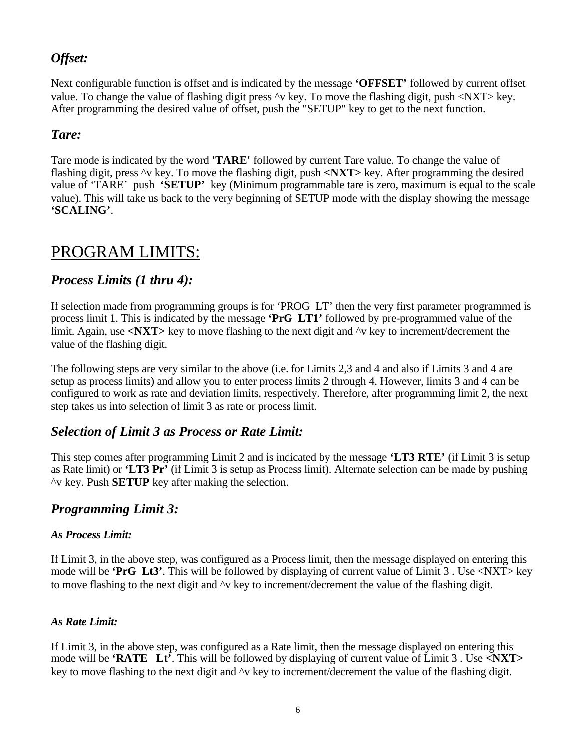### *Offset:*

Next configurable function is offset and is indicated by the message **'OFFSET'** followed by current offset value. To change the value of flashing digit press ^v key. To move the flashing digit, push <NXT> key. After programming the desired value of offset, push the "SETUP" key to get to the next function.

### *Tare:*

Tare mode is indicated by the word **'TARE'** followed by current Tare value. To change the value of flashing digit, press ^v key. To move the flashing digit, push **<NXT>** key. After programming the desired value of 'TARE' push **'SETUP'** key (Minimum programmable tare is zero, maximum is equal to the scale value). This will take us back to the very beginning of SETUP mode with the display showing the message **'SCALING'**.

## PROGRAM LIMITS:

### *Process Limits (1 thru 4):*

If selection made from programming groups is for 'PROG LT' then the very first parameter programmed is process limit 1. This is indicated by the message **'PrG LT1'** followed by pre-programmed value of the limit. Again, use **<NXT>** key to move flashing to the next digit and ^v key to increment/decrement the value of the flashing digit.

The following steps are very similar to the above (i.e. for Limits 2,3 and 4 and also if Limits 3 and 4 are setup as process limits) and allow you to enter process limits 2 through 4. However, limits 3 and 4 can be configured to work as rate and deviation limits, respectively. Therefore, after programming limit 2, the next step takes us into selection of limit 3 as rate or process limit.

### *Selection of Limit 3 as Process or Rate Limit:*

This step comes after programming Limit 2 and is indicated by the message **'LT3 RTE'** (if Limit 3 is setup as Rate limit) or **'LT3 Pr'** (if Limit 3 is setup as Process limit). Alternate selection can be made by pushing ^v key. Push **SETUP** key after making the selection.

### *Programming Limit 3:*

#### *As Process Limit:*

If Limit 3, in the above step, was configured as a Process limit, then the message displayed on entering this mode will be **'PrG Lt3'**. This will be followed by displaying of current value of Limit 3 . Use <NXT> key to move flashing to the next digit and ^v key to increment/decrement the value of the flashing digit.

#### *As Rate Limit:*

If Limit 3, in the above step, was configured as a Rate limit, then the message displayed on entering this mode will be **'RATE Lt'**. This will be followed by displaying of current value of Limit 3 . Use **<NXT>** key to move flashing to the next digit and ^v key to increment/decrement the value of the flashing digit.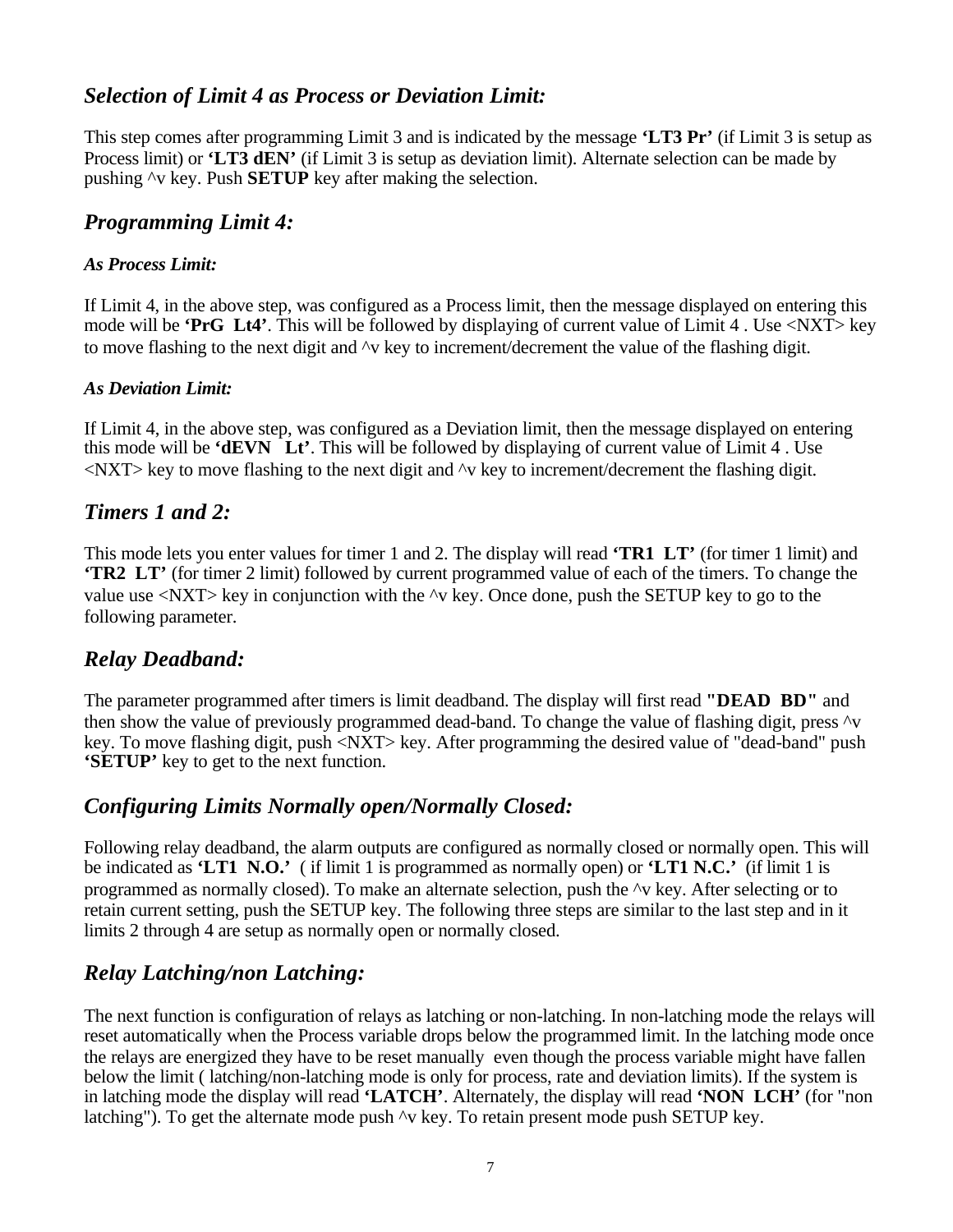## *Selection of Limit 4 as Process or Deviation Limit:*

This step comes after programming Limit 3 and is indicated by the message **'LT3 Pr'** (if Limit 3 is setup as Process limit) or **'LT3 dEN'** (if Limit 3 is setup as deviation limit). Alternate selection can be made by pushing ^v key. Push **SETUP** key after making the selection.

## *Programming Limit 4:*

### *As Process Limit:*

If Limit 4, in the above step, was configured as a Process limit, then the message displayed on entering this mode will be **'PrG Lt4'**. This will be followed by displaying of current value of Limit 4 . Use <NXT> key to move flashing to the next digit and ^v key to increment/decrement the value of the flashing digit.

### *As Deviation Limit:*

If Limit 4, in the above step, was configured as a Deviation limit, then the message displayed on entering this mode will be **'dEVN Lt'**. This will be followed by displaying of current value of Limit 4 . Use <NXT> key to move flashing to the next digit and ^v key to increment/decrement the flashing digit.

## *Timers 1 and 2:*

This mode lets you enter values for timer 1 and 2. The display will read **'TR1 LT'** (for timer 1 limit) and **'TR2 LT'** (for timer 2 limit) followed by current programmed value of each of the timers. To change the value use <NXT> key in conjunction with the ^v key. Once done, push the SETUP key to go to the following parameter.

## *Relay Deadband:*

The parameter programmed after timers is limit deadband. The display will first read **"DEAD BD"** and then show the value of previously programmed dead-band. To change the value of flashing digit, press ^v key. To move flashing digit, push <NXT> key. After programming the desired value of "dead-band" push **'SETUP'** key to get to the next function.

## *Configuring Limits Normally open/Normally Closed:*

Following relay deadband, the alarm outputs are configured as normally closed or normally open. This will be indicated as **'LT1 N.O.'** ( if limit 1 is programmed as normally open) or **'LT1 N.C.'** (if limit 1 is programmed as normally closed). To make an alternate selection, push the ^v key. After selecting or to retain current setting, push the SETUP key. The following three steps are similar to the last step and in it limits 2 through 4 are setup as normally open or normally closed.

## *Relay Latching/non Latching:*

The next function is configuration of relays as latching or non-latching. In non-latching mode the relays will reset automatically when the Process variable drops below the programmed limit. In the latching mode once the relays are energized they have to be reset manually even though the process variable might have fallen below the limit ( latching/non-latching mode is only for process, rate and deviation limits). If the system is in latching mode the display will read **'LATCH'**. Alternately, the display will read **'NON LCH'** (for "non latching"). To get the alternate mode push ^v key. To retain present mode push SETUP key.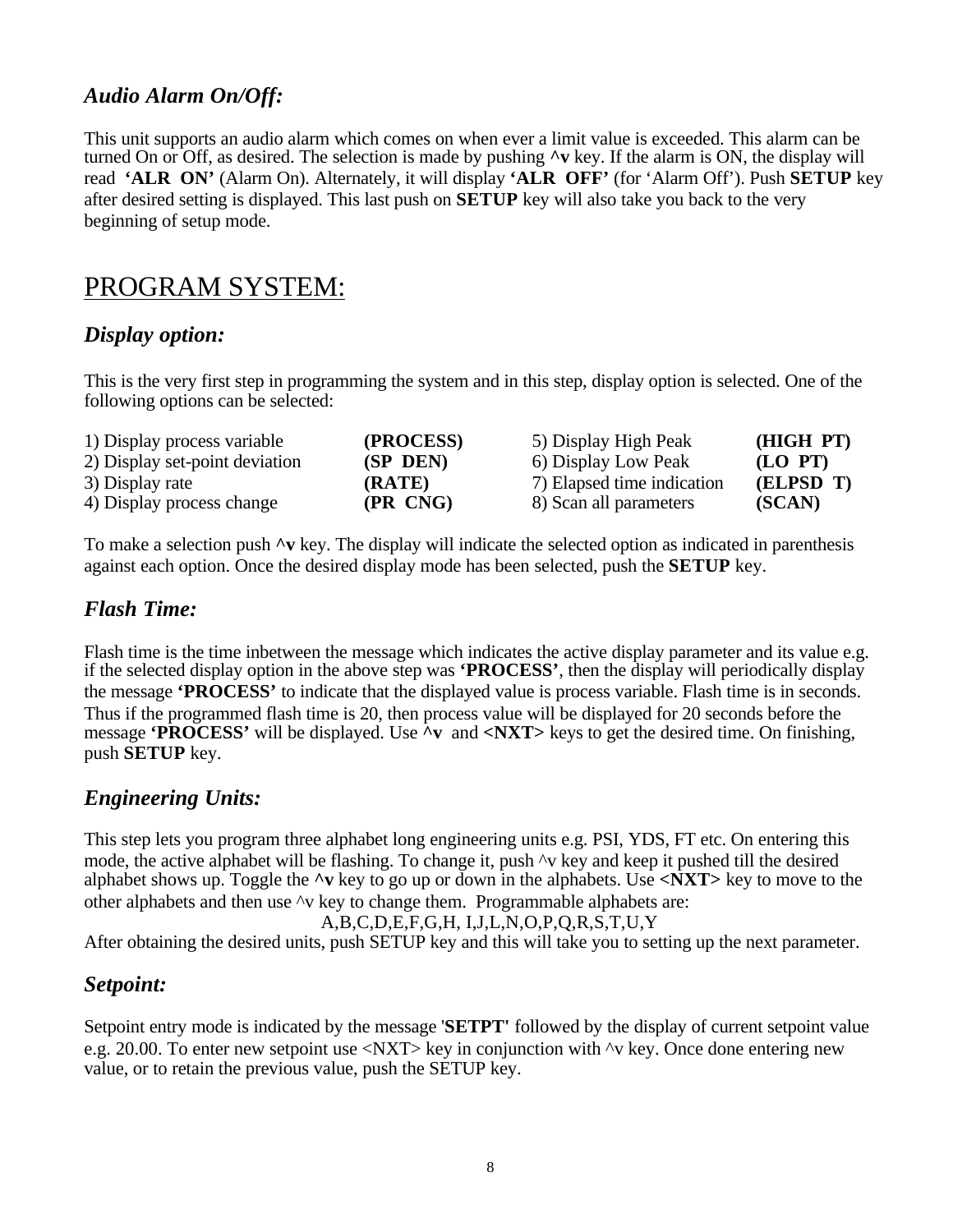### *Audio Alarm On/Off:*

This unit supports an audio alarm which comes on when ever a limit value is exceeded. This alarm can be turned On or Off, as desired. The selection is made by pushing **^v** key. If the alarm is ON, the display will read **'ALR ON'** (Alarm On). Alternately, it will display **'ALR OFF'** (for 'Alarm Off'). Push **SETUP** key after desired setting is displayed. This last push on **SETUP** key will also take you back to the very beginning of setup mode.

## PROGRAM SYSTEM:

### *Display option:*

This is the very first step in programming the system and in this step, display option is selected. One of the following options can be selected:

| | | | |
|---|---|---|---|
| 1) Display process variable | **(PROCESS)** | 5) Display High Peak | **(HIGH PT)** |
| 2) Display set-point deviation | **(SP DEN)** | 6) Display Low Peak | **(LO PT)** |
| 3) Display rate | **(RATE)** | 7) Elapsed time indication | **(ELPSD T)** |
| 4) Display process change | **(PR CNG)** | 8) Scan all parameters | **(SCAN)** |

To make a selection push **^v** key. The display will indicate the selected option as indicated in parenthesis against each option. Once the desired display mode has been selected, push the **SETUP** key.

### *Flash Time:*

Flash time is the time inbetween the message which indicates the active display parameter and its value e.g. if the selected display option in the above step was **'PROCESS'**, then the display will periodically display the message **'PROCESS'** to indicate that the displayed value is process variable. Flash time is in seconds. Thus if the programmed flash time is 20, then process value will be displayed for 20 seconds before the message **'PROCESS'** will be displayed. Use **^v** and **<NXT>** keys to get the desired time. On finishing, push **SETUP** key.

### *Engineering Units:*

This step lets you program three alphabet long engineering units e.g. PSI, YDS, FT etc. On entering this mode, the active alphabet will be flashing. To change it, push ^v key and keep it pushed till the desired alphabet shows up. Toggle the **^v** key to go up or down in the alphabets. Use **<NXT>** key to move to the other alphabets and then use ^v key to change them. Programmable alphabets are:

A,B,C,D,E,F,G,H, I,J,L,N,O,P,Q,R,S,T,U,Y

After obtaining the desired units, push SETUP key and this will take you to setting up the next parameter.

### *Setpoint:*

Setpoint entry mode is indicated by the message '**SETPT**' followed by the display of current setpoint value e.g. 20.00. To enter new setpoint use <NXT> key in conjunction with ^v key. Once done entering new value, or to retain the previous value, push the SETUP key.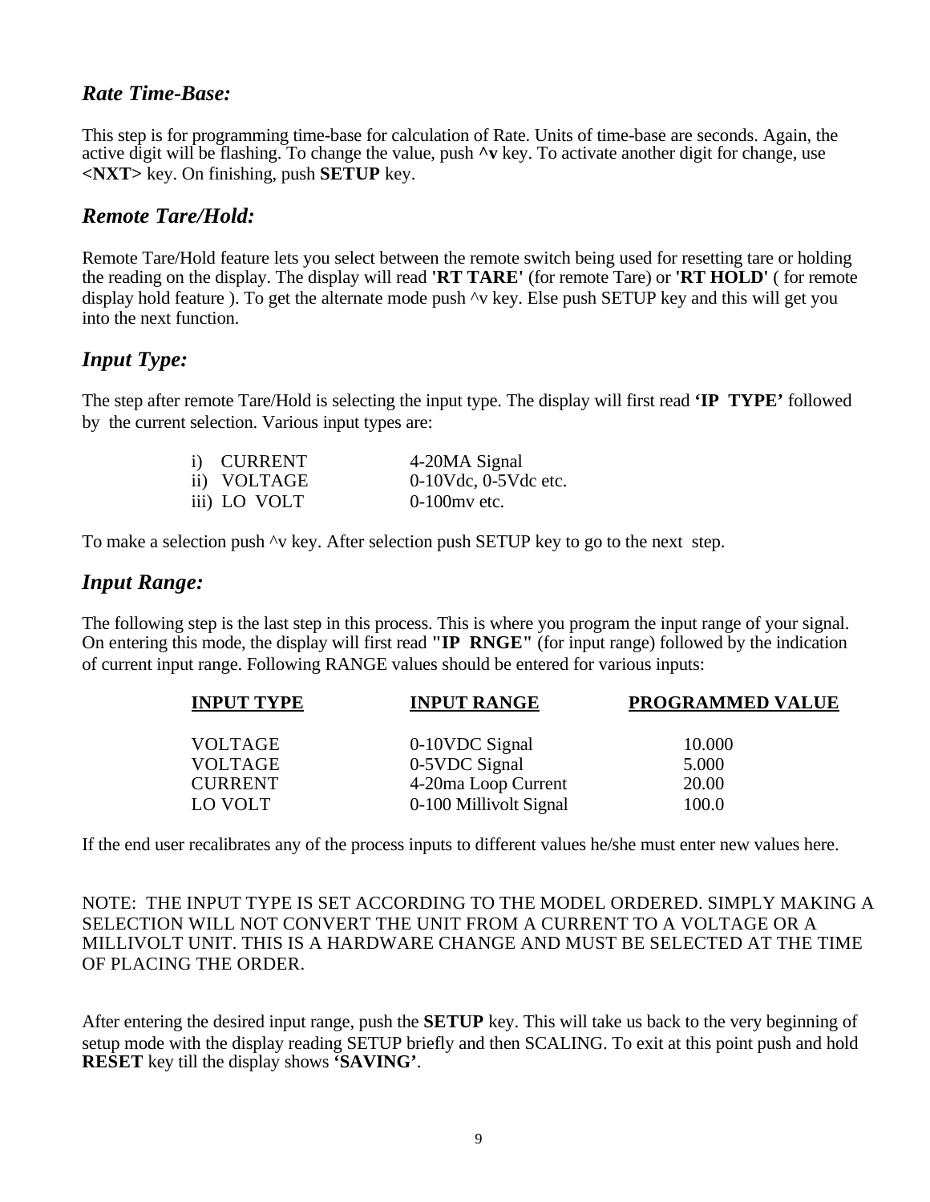### *Rate Time-Base:*

This step is for programming time-base for calculation of Rate. Units of time-base are seconds. Again, the active digit will be flashing. To change the value, push **^v** key. To activate another digit for change, use **<NXT>** key. On finishing, push **SETUP** key.

### *Remote Tare/Hold:*

Remote Tare/Hold feature lets you select between the remote switch being used for resetting tare or holding the reading on the display. The display will read **'RT TARE'** (for remote Tare) or **'RT HOLD'** ( for remote display hold feature ). To get the alternate mode push ^v key. Else push SETUP key and this will get you into the next function.

### *Input Type:*

The step after remote Tare/Hold is selecting the input type. The display will first read **'IP TYPE'** followed by the current selection. Various input types are:

| | |
|---|---|
| i) CURRENT | 4-20MA Signal |
| ii) VOLTAGE | 0-10Vdc, 0-5Vdc etc. |
| iii) LO VOLT | 0-100mv etc. |

To make a selection push ^v key. After selection push SETUP key to go to the next step.

### *Input Range:*

The following step is the last step in this process. This is where you program the input range of your signal. On entering this mode, the display will first read **"IP RNGE"** (for input range) followed by the indication of current input range. Following RANGE values should be entered for various inputs:

| INPUT TYPE | INPUT RANGE | PROGRAMMED VALUE |
|---|---|---|
| VOLTAGE | 0-10VDC Signal | 10.000 |
| VOLTAGE | 0-5VDC Signal | 5.000 |
| CURRENT | 4-20ma Loop Current | 20.00 |
| LO VOLT | 0-100 Millivolt Signal | 100.0 |

If the end user recalibrates any of the process inputs to different values he/she must enter new values here.

NOTE: THE INPUT TYPE IS SET ACCORDING TO THE MODEL ORDERED. SIMPLY MAKING A SELECTION WILL NOT CONVERT THE UNIT FROM A CURRENT TO A VOLTAGE OR A MILLIVOLT UNIT. THIS IS A HARDWARE CHANGE AND MUST BE SELECTED AT THE TIME OF PLACING THE ORDER.

After entering the desired input range, push the **SETUP** key. This will take us back to the very beginning of setup mode with the display reading SETUP briefly and then SCALING. To exit at this point push and hold **RESET** key till the display shows **'SAVING'**.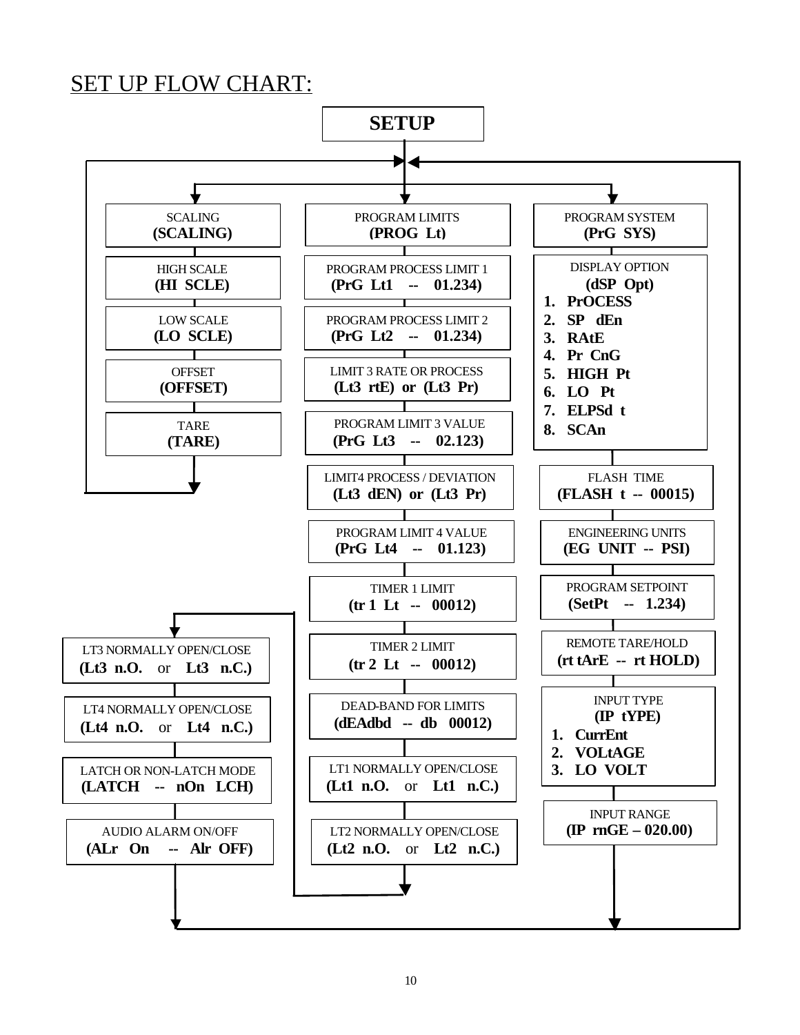# SET UP FLOW CHART:

**SETUP**

**SCALING branch:**

- SCALING **(SCALING)**
- HIGH SCALE **(HI SCLE)**
- LOW SCALE **(LO SCLE)**
- OFFSET **(OFFSET)**
- TARE **(TARE)**

**PROGRAM LIMITS branch:**

- PROGRAM LIMITS **(PROG Lt)**
- PROGRAM PROCESS LIMIT 1 **(PrG Lt1 -- 01.234)**
- PROGRAM PROCESS LIMIT 2 **(PrG Lt2 -- 01.234)**
- LIMIT 3 RATE OR PROCESS **(Lt3 rtE) or (Lt3 Pr)**
- PROGRAM LIMIT 3 VALUE **(PrG Lt3 -- 02.123)**
- LIMIT4 PROCESS / DEVIATION **(Lt3 dEN) or (Lt3 Pr)**
- PROGRAM LIMIT 4 VALUE **(PrG Lt4 -- 01.123)**
- TIMER 1 LIMIT **(tr 1 Lt -- 00012)**
- TIMER 2 LIMIT **(tr 2 Lt -- 00012)**
- DEAD-BAND FOR LIMITS **(dEAdbd -- db 00012)**
- LT1 NORMALLY OPEN/CLOSE **(Lt1 n.O.** or **Lt1 n.C.)**
- LT2 NORMALLY OPEN/CLOSE **(Lt2 n.O.** or **Lt2 n.C.)**
- LT3 NORMALLY OPEN/CLOSE **(Lt3 n.O.** or **Lt3 n.C.)**
- LT4 NORMALLY OPEN/CLOSE **(Lt4 n.O.** or **Lt4 n.C.)**
- LATCH OR NON-LATCH MODE **(LATCH -- nOn LCH)**
- AUDIO ALARM ON/OFF **(ALr On -- Alr OFF)**

**PROGRAM SYSTEM branch:**

- PROGRAM SYSTEM **(PrG SYS)**
- DISPLAY OPTION **(dSP Opt)**
  1. **PrOCESS**
  2. **SP dEn**
  3. **RAtE**
  4. **Pr CnG**
  5. **HIGH Pt**
  6. **LO Pt**
  7. **ELPSd t**
  8. **SCAn**
- FLASH TIME **(FLASH t -- 00015)**
- ENGINEERING UNITS **(EG UNIT -- PSI)**
- PROGRAM SETPOINT **(SetPt -- 1.234)**
- REMOTE TARE/HOLD **(rt tArE -- rt HOLD)**
- INPUT TYPE **(IP tYPE)**
  1. **CurrEnt**
  2. **VOLtAGE**
  3. **LO VOLT**
- INPUT RANGE **(IP rnGE – 020.00)**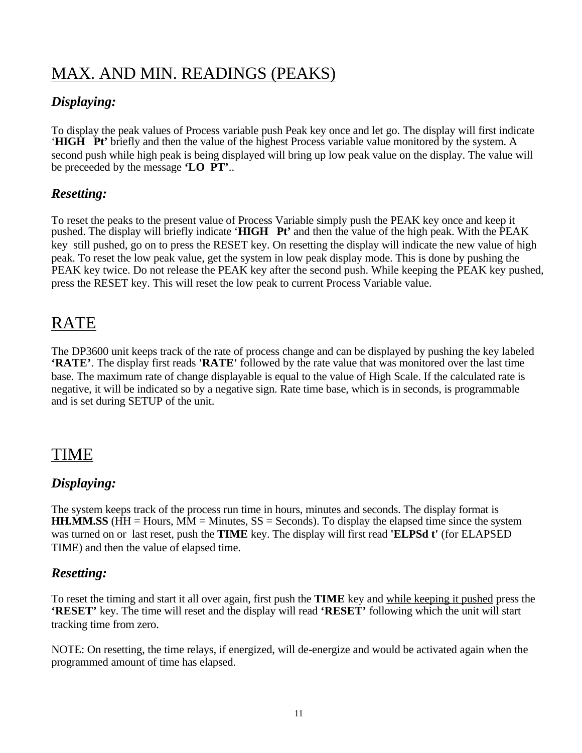## MAX. AND MIN. READINGS (PEAKS)

### *Displaying:*

To display the peak values of Process variable push Peak key once and let go. The display will first indicate ‘**HIGH  Pt’** briefly and then the value of the highest Process variable value monitored by the system. A second push while high peak is being displayed will bring up low peak value on the display. The value will be preceeded by the message **‘LO  PT’**..

### *Resetting:*

To reset the peaks to the present value of Process Variable simply push the PEAK key once and keep it pushed. The display will briefly indicate ‘**HIGH  Pt’** and then the value of the high peak. With the PEAK key still pushed, go on to press the RESET key. On resetting the display will indicate the new value of high peak. To reset the low peak value, get the system in low peak display mode. This is done by pushing the PEAK key twice. Do not release the PEAK key after the second push. While keeping the PEAK key pushed, press the RESET key. This will reset the low peak to current Process Variable value.

## RATE

The DP3600 unit keeps track of the rate of process change and can be displayed by pushing the key labeled **‘RATE’**. The display first reads **'RATE'** followed by the rate value that was monitored over the last time base. The maximum rate of change displayable is equal to the value of High Scale. If the calculated rate is negative, it will be indicated so by a negative sign. Rate time base, which is in seconds, is programmable and is set during SETUP of the unit.

## TIME

### *Displaying:*

The system keeps track of the process run time in hours, minutes and seconds. The display format is **HH.MM.SS** (HH = Hours, MM = Minutes, SS = Seconds). To display the elapsed time since the system was turned on or last reset, push the **TIME** key. The display will first read **'ELPSd t'** (for ELAPSED TIME) and then the value of elapsed time.

### *Resetting:*

To reset the timing and start it all over again, first push the **TIME** key and <u>while keeping it pushed</u> press the **‘RESET’** key. The time will reset and the display will read **‘RESET’** following which the unit will start tracking time from zero.

NOTE: On resetting, the time relays, if energized, will de-energize and would be activated again when the programmed amount of time has elapsed.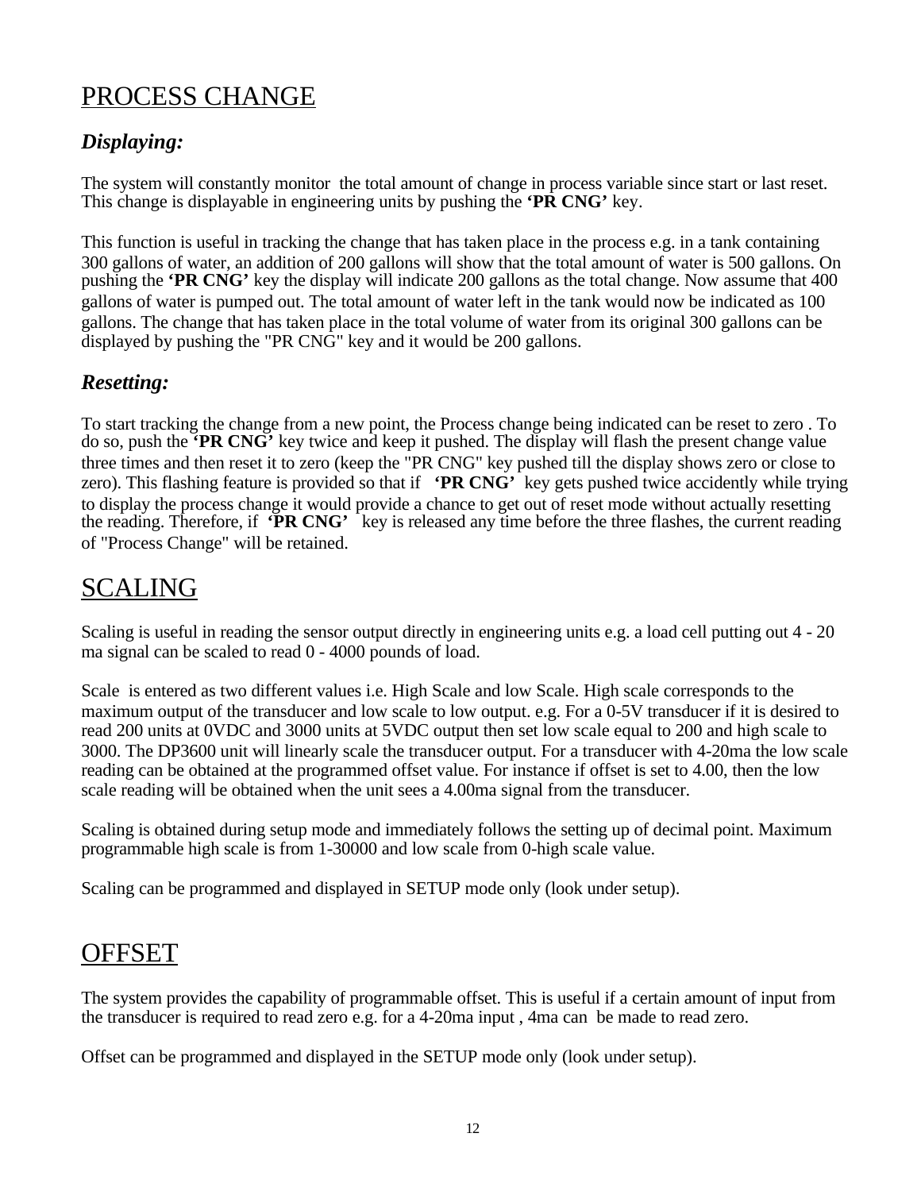# PROCESS CHANGE

### *Displaying:*

The system will constantly monitor the total amount of change in process variable since start or last reset. This change is displayable in engineering units by pushing the **'PR CNG'** key.

This function is useful in tracking the change that has taken place in the process e.g. in a tank containing 300 gallons of water, an addition of 200 gallons will show that the total amount of water is 500 gallons. On pushing the **'PR CNG'** key the display will indicate 200 gallons as the total change. Now assume that 400 gallons of water is pumped out. The total amount of water left in the tank would now be indicated as 100 gallons. The change that has taken place in the total volume of water from its original 300 gallons can be displayed by pushing the "PR CNG" key and it would be 200 gallons.

### *Resetting:*

To start tracking the change from a new point, the Process change being indicated can be reset to zero . To do so, push the **'PR CNG'** key twice and keep it pushed. The display will flash the present change value three times and then reset it to zero (keep the "PR CNG" key pushed till the display shows zero or close to zero). This flashing feature is provided so that if **'PR CNG'** key gets pushed twice accidently while trying to display the process change it would provide a chance to get out of reset mode without actually resetting the reading. Therefore, if **'PR CNG'** key is released any time before the three flashes, the current reading of "Process Change" will be retained.

# SCALING

Scaling is useful in reading the sensor output directly in engineering units e.g. a load cell putting out 4 - 20 ma signal can be scaled to read 0 - 4000 pounds of load.

Scale is entered as two different values i.e. High Scale and low Scale. High scale corresponds to the maximum output of the transducer and low scale to low output. e.g. For a 0-5V transducer if it is desired to read 200 units at 0VDC and 3000 units at 5VDC output then set low scale equal to 200 and high scale to 3000. The DP3600 unit will linearly scale the transducer output. For a transducer with 4-20ma the low scale reading can be obtained at the programmed offset value. For instance if offset is set to 4.00, then the low scale reading will be obtained when the unit sees a 4.00ma signal from the transducer.

Scaling is obtained during setup mode and immediately follows the setting up of decimal point. Maximum programmable high scale is from 1-30000 and low scale from 0-high scale value.

Scaling can be programmed and displayed in SETUP mode only (look under setup).

# OFFSET

The system provides the capability of programmable offset. This is useful if a certain amount of input from the transducer is required to read zero e.g. for a 4-20ma input , 4ma can be made to read zero.

Offset can be programmed and displayed in the SETUP mode only (look under setup).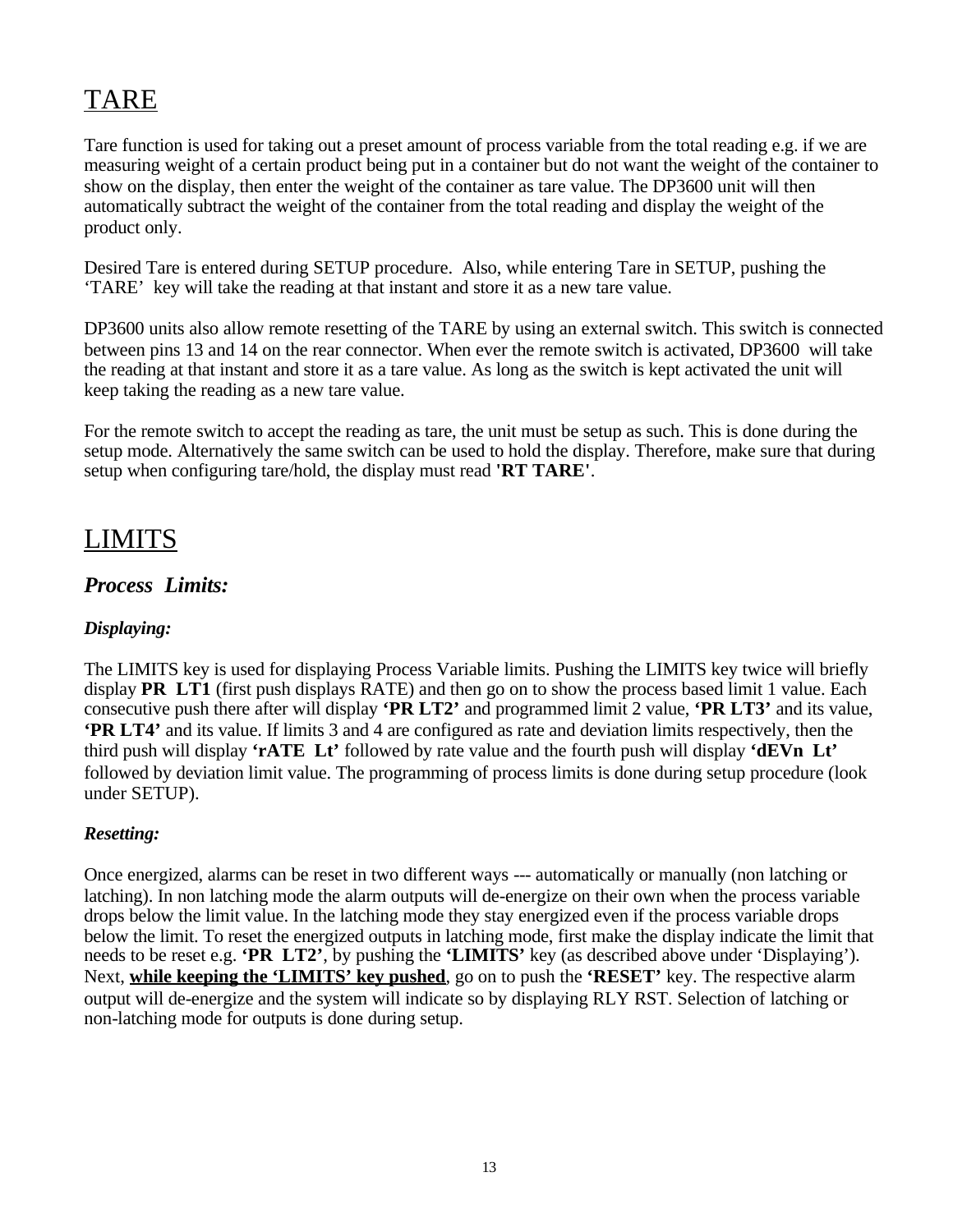# TARE

Tare function is used for taking out a preset amount of process variable from the total reading e.g. if we are measuring weight of a certain product being put in a container but do not want the weight of the container to show on the display, then enter the weight of the container as tare value. The DP3600 unit will then automatically subtract the weight of the container from the total reading and display the weight of the product only.

Desired Tare is entered during SETUP procedure. Also, while entering Tare in SETUP, pushing the 'TARE' key will take the reading at that instant and store it as a new tare value.

DP3600 units also allow remote resetting of the TARE by using an external switch. This switch is connected between pins 13 and 14 on the rear connector. When ever the remote switch is activated, DP3600 will take the reading at that instant and store it as a tare value. As long as the switch is kept activated the unit will keep taking the reading as a new tare value.

For the remote switch to accept the reading as tare, the unit must be setup as such. This is done during the setup mode. Alternatively the same switch can be used to hold the display. Therefore, make sure that during setup when configuring tare/hold, the display must read **'RT TARE'**.

# LIMITS

## *Process Limits:*

### *Displaying:*

The LIMITS key is used for displaying Process Variable limits. Pushing the LIMITS key twice will briefly display **PR LT1** (first push displays RATE) and then go on to show the process based limit 1 value. Each consecutive push there after will display **'PR LT2'** and programmed limit 2 value, **'PR LT3'** and its value, **'PR LT4'** and its value. If limits 3 and 4 are configured as rate and deviation limits respectively, then the third push will display **'rATE Lt'** followed by rate value and the fourth push will display **'dEVn Lt'** followed by deviation limit value. The programming of process limits is done during setup procedure (look under SETUP).

### *Resetting:*

Once energized, alarms can be reset in two different ways --- automatically or manually (non latching or latching). In non latching mode the alarm outputs will de-energize on their own when the process variable drops below the limit value. In the latching mode they stay energized even if the process variable drops below the limit. To reset the energized outputs in latching mode, first make the display indicate the limit that needs to be reset e.g. **'PR LT2'**, by pushing the **'LIMITS'** key (as described above under 'Displaying'). Next, **<u>while keeping the 'LIMITS' key pushed</u>**, go on to push the **'RESET'** key. The respective alarm output will de-energize and the system will indicate so by displaying RLY RST. Selection of latching or non-latching mode for outputs is done during setup.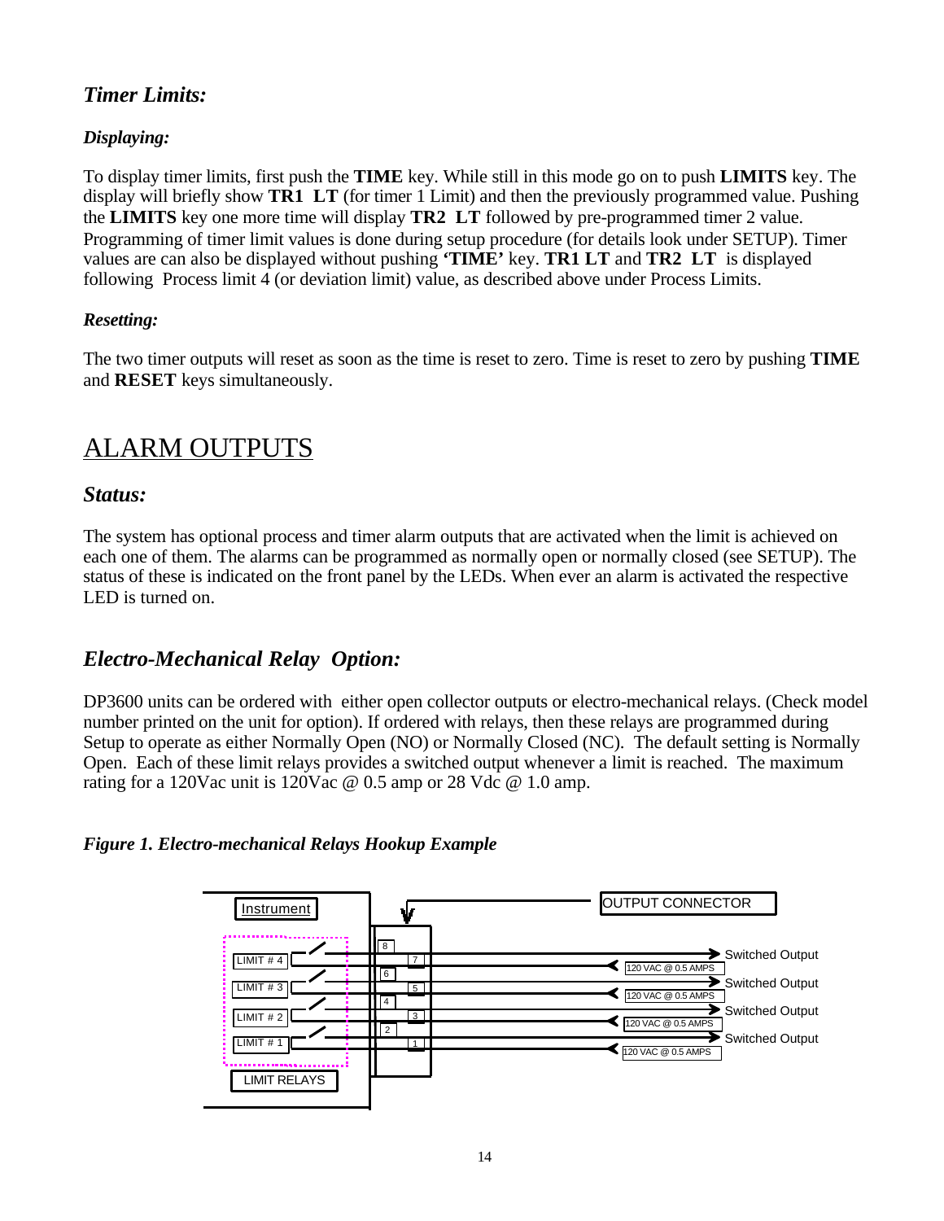## *Timer Limits:*

### *Displaying:*

To display timer limits, first push the **TIME** key. While still in this mode go on to push **LIMITS** key. The display will briefly show **TR1 LT** (for timer 1 Limit) and then the previously programmed value. Pushing the **LIMITS** key one more time will display **TR2 LT** followed by pre-programmed timer 2 value. Programming of timer limit values is done during setup procedure (for details look under SETUP). Timer values are can also be displayed without pushing **'TIME'** key. **TR1 LT** and **TR2 LT** is displayed following Process limit 4 (or deviation limit) value, as described above under Process Limits.

### *Resetting:*

The two timer outputs will reset as soon as the time is reset to zero. Time is reset to zero by pushing **TIME** and **RESET** keys simultaneously.

# ALARM OUTPUTS

## *Status:*

The system has optional process and timer alarm outputs that are activated when the limit is achieved on each one of them. The alarms can be programmed as normally open or normally closed (see SETUP). The status of these is indicated on the front panel by the LEDs. When ever an alarm is activated the respective LED is turned on.

## *Electro-Mechanical Relay Option:*

DP3600 units can be ordered with either open collector outputs or electro-mechanical relays. (Check model number printed on the unit for option). If ordered with relays, then these relays are programmed during Setup to operate as either Normally Open (NO) or Normally Closed (NC). The default setting is Normally Open. Each of these limit relays provides a switched output whenever a limit is reached. The maximum rating for a 120Vac unit is 120Vac @ 0.5 amp or 28 Vdc @ 1.0 amp.

***Figure 1. Electro-mechanical Relays Hookup Example***

Instrument | OUTPUT CONNECTOR | LIMIT # 4 | LIMIT # 3 | LIMIT # 2 | LIMIT # 1 | LIMIT RELAYS | 8 | 7 | 6 | 5 | 4 | 3 | 2 | 1 | Switched Output | 120 VAC @ 0.5 AMPS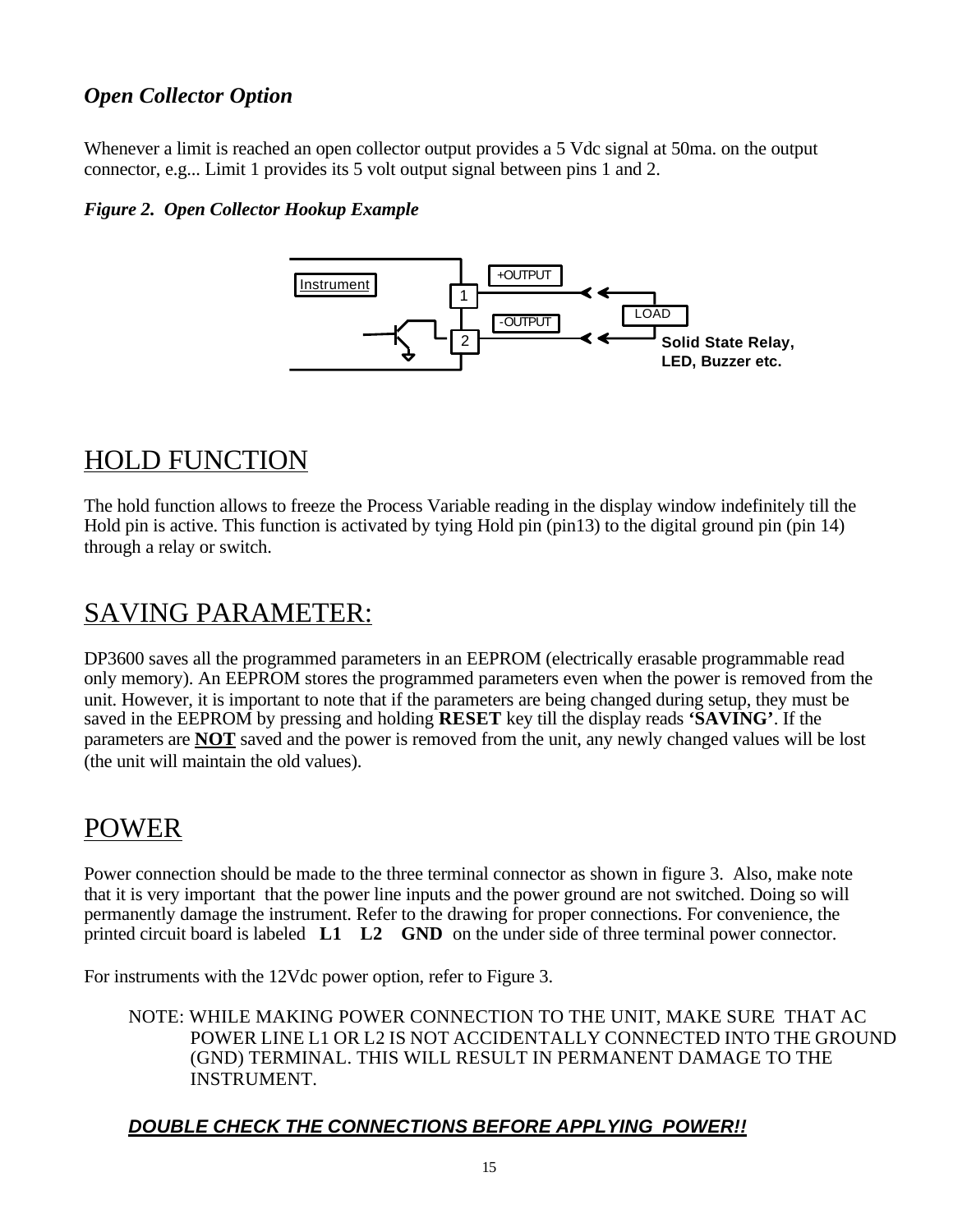### *Open Collector Option*

Whenever a limit is reached an open collector output provides a 5 Vdc signal at 50ma. on the output connector, e.g... Limit 1 provides its 5 volt output signal between pins 1 and 2.

***Figure 2. Open Collector Hookup Example***

Instrument

1 +OUTPUT

2 -OUTPUT

LOAD

**Solid State Relay, LED, Buzzer etc.**

# HOLD FUNCTION

The hold function allows to freeze the Process Variable reading in the display window indefinitely till the Hold pin is active. This function is activated by tying Hold pin (pin13) to the digital ground pin (pin 14) through a relay or switch.

# SAVING PARAMETER:

DP3600 saves all the programmed parameters in an EEPROM (electrically erasable programmable read only memory). An EEPROM stores the programmed parameters even when the power is removed from the unit. However, it is important to note that if the parameters are being changed during setup, they must be saved in the EEPROM by pressing and holding **RESET** key till the display reads **'SAVING'**. If the parameters are **NOT** saved and the power is removed from the unit, any newly changed values will be lost (the unit will maintain the old values).

# POWER

Power connection should be made to the three terminal connector as shown in figure 3. Also, make note that it is very important that the power line inputs and the power ground are not switched. Doing so will permanently damage the instrument. Refer to the drawing for proper connections. For convenience, the printed circuit board is labeled **L1 L2 GND** on the under side of three terminal power connector.

For instruments with the 12Vdc power option, refer to Figure 3.

NOTE: WHILE MAKING POWER CONNECTION TO THE UNIT, MAKE SURE THAT AC POWER LINE L1 OR L2 IS NOT ACCIDENTALLY CONNECTED INTO THE GROUND (GND) TERMINAL. THIS WILL RESULT IN PERMANENT DAMAGE TO THE INSTRUMENT.

***DOUBLE CHECK THE CONNECTIONS BEFORE APPLYING POWER!!***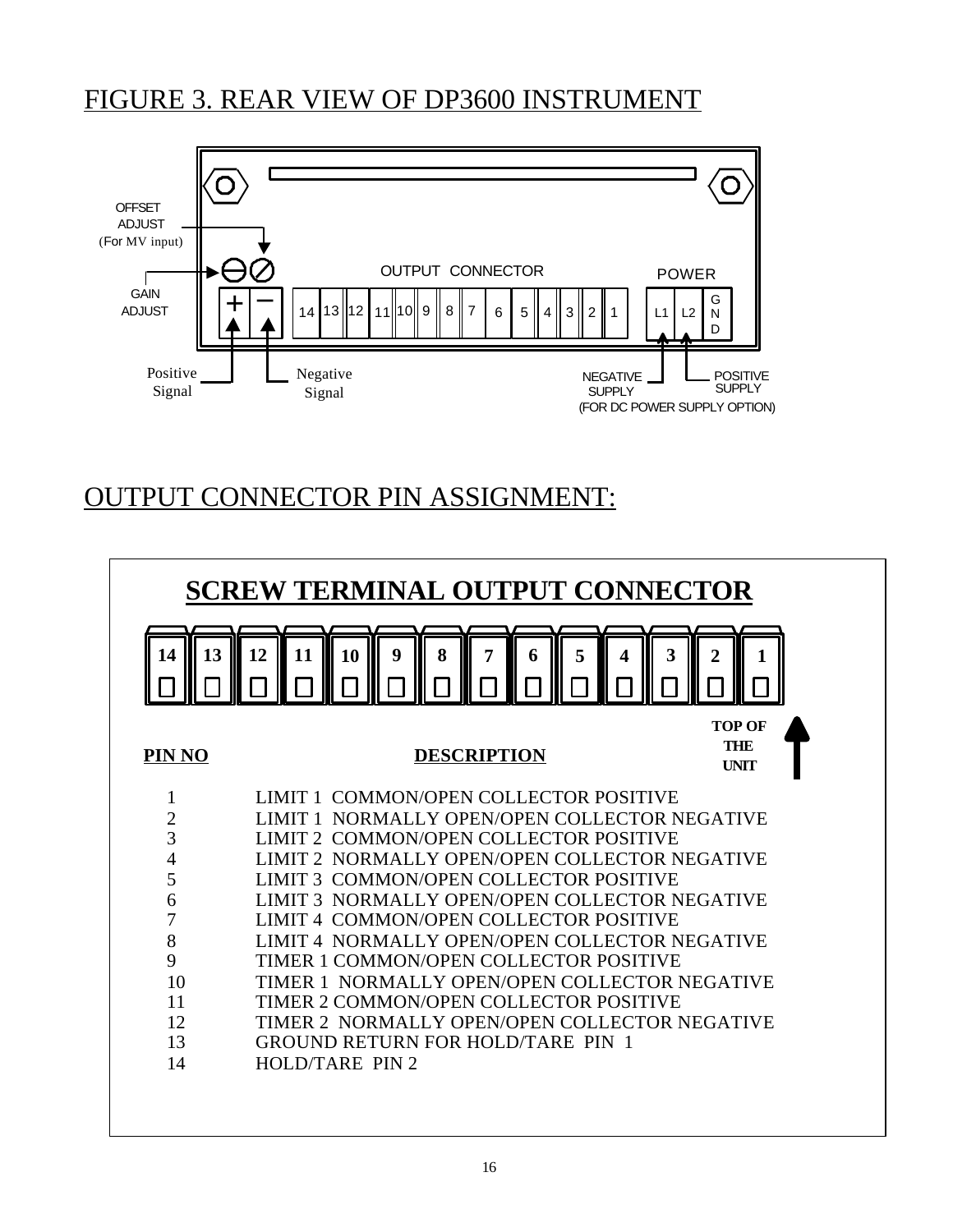# FIGURE 3. REAR VIEW OF DP3600 INSTRUMENT

OFFSET ADJUST (For MV input)

GAIN ADJUST

OUTPUT CONNECTOR

POWER

14 13 12 11 10 9 8 7 6 5 4 3 2 1

L1 L2 GND

Positive Signal

Negative Signal

NEGATIVE SUPPLY

POSITIVE SUPPLY

(FOR DC POWER SUPPLY OPTION)

# OUTPUT CONNECTOR PIN ASSIGNMENT:

## SCREW TERMINAL OUTPUT CONNECTOR

14 13 12 11 10 9 8 7 6 5 4 3 2 1

TOP OF THE UNIT

| PIN NO | DESCRIPTION |
|---|---|
| 1 | LIMIT 1 COMMON/OPEN COLLECTOR POSITIVE |
| 2 | LIMIT 1 NORMALLY OPEN/OPEN COLLECTOR NEGATIVE |
| 3 | LIMIT 2 COMMON/OPEN COLLECTOR POSITIVE |
| 4 | LIMIT 2 NORMALLY OPEN/OPEN COLLECTOR NEGATIVE |
| 5 | LIMIT 3 COMMON/OPEN COLLECTOR POSITIVE |
| 6 | LIMIT 3 NORMALLY OPEN/OPEN COLLECTOR NEGATIVE |
| 7 | LIMIT 4 COMMON/OPEN COLLECTOR POSITIVE |
| 8 | LIMIT 4 NORMALLY OPEN/OPEN COLLECTOR NEGATIVE |
| 9 | TIMER 1 COMMON/OPEN COLLECTOR POSITIVE |
| 10 | TIMER 1 NORMALLY OPEN/OPEN COLLECTOR NEGATIVE |
| 11 | TIMER 2 COMMON/OPEN COLLECTOR POSITIVE |
| 12 | TIMER 2 NORMALLY OPEN/OPEN COLLECTOR NEGATIVE |
| 13 | GROUND RETURN FOR HOLD/TARE PIN 1 |
| 14 | HOLD/TARE PIN 2 |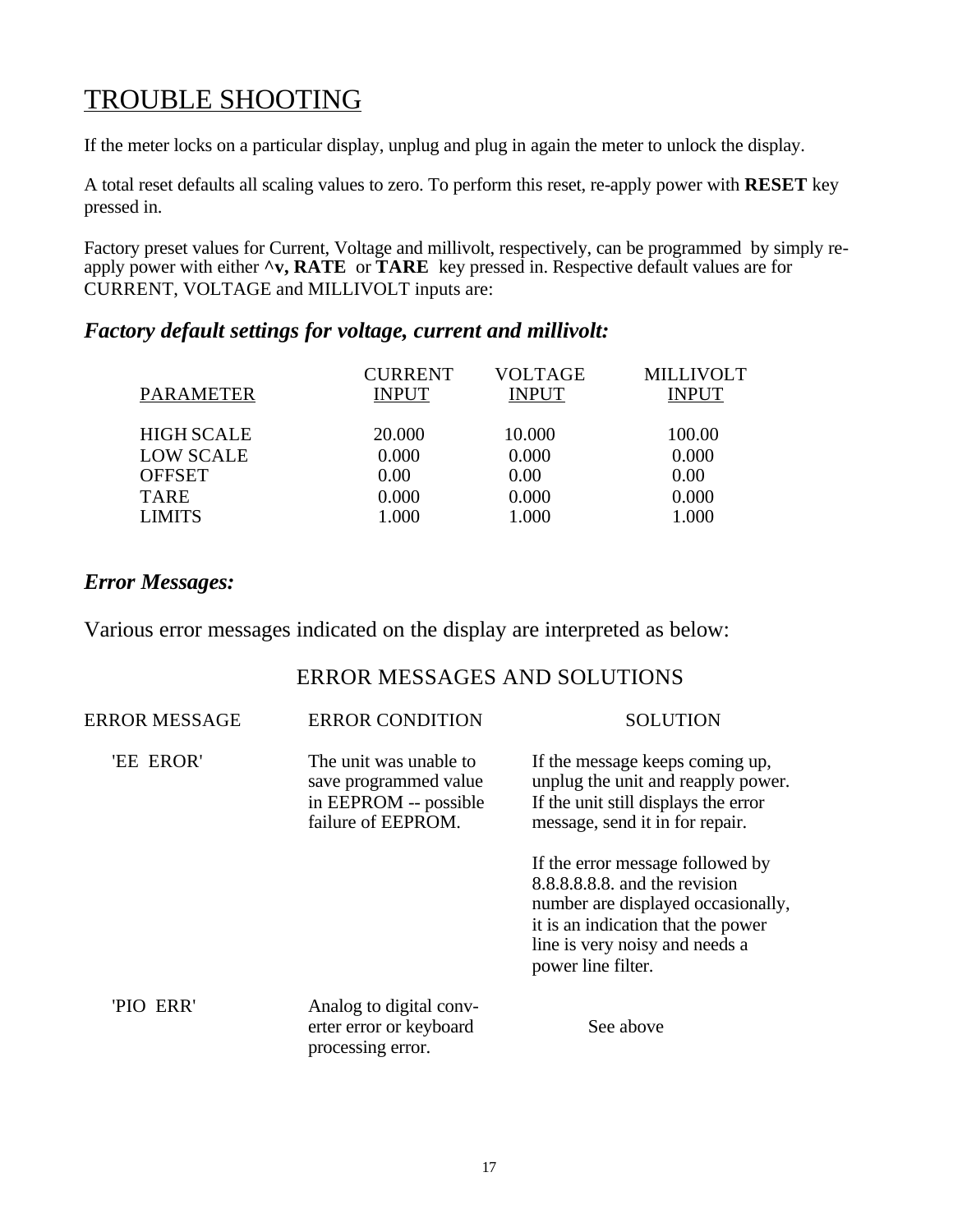# TROUBLE SHOOTING

If the meter locks on a particular display, unplug and plug in again the meter to unlock the display.

A total reset defaults all scaling values to zero. To perform this reset, re-apply power with **RESET** key pressed in.

Factory preset values for Current, Voltage and millivolt, respectively, can be programmed by simply re-apply power with either **^v, RATE** or **TARE** key pressed in. Respective default values are for CURRENT, VOLTAGE and MILLIVOLT inputs are:

### *Factory default settings for voltage, current and millivolt:*

| PARAMETER | CURRENT INPUT | VOLTAGE INPUT | MILLIVOLT INPUT |
|---|---|---|---|
| HIGH SCALE | 20.000 | 10.000 | 100.00 |
| LOW SCALE | 0.000 | 0.000 | 0.000 |
| OFFSET | 0.00 | 0.00 | 0.00 |
| TARE | 0.000 | 0.000 | 0.000 |
| LIMITS | 1.000 | 1.000 | 1.000 |

### *Error Messages:*

Various error messages indicated on the display are interpreted as below:

## ERROR MESSAGES AND SOLUTIONS

| ERROR MESSAGE | ERROR CONDITION | SOLUTION |
|---|---|---|
| 'EE EROR' | The unit was unable to save programmed value in EEPROM -- possible failure of EEPROM. | If the message keeps coming up, unplug the unit and reapply power. If the unit still displays the error message, send it in for repair. If the error message followed by 8.8.8.8.8.8. and the revision number are displayed occasionally, it is an indication that the power line is very noisy and needs a power line filter. |
| 'PIO ERR' | Analog to digital converter error or keyboard processing error. | See above |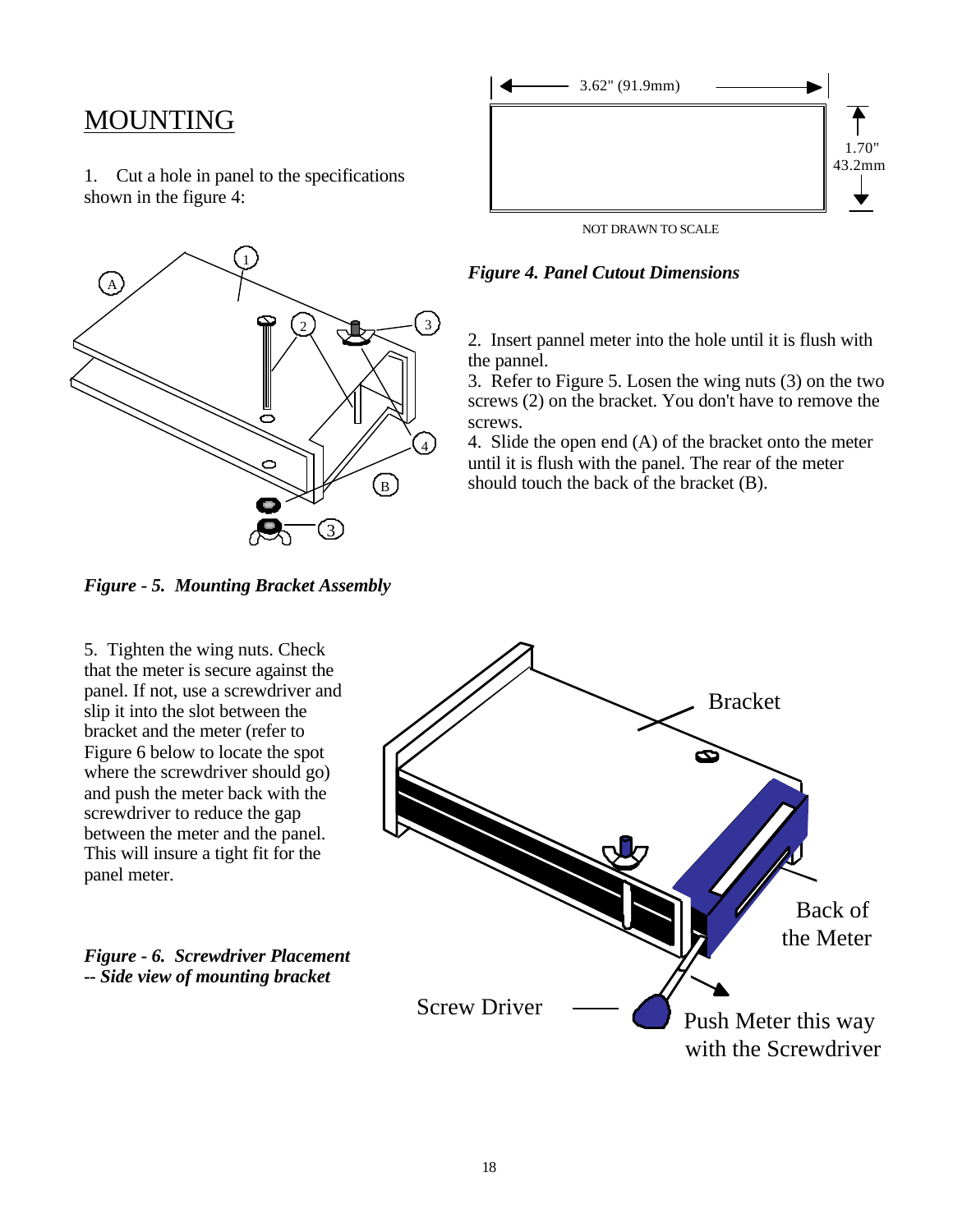## MOUNTING

1. Cut a hole in panel to the specifications shown in the figure 4:

3.62" (91.9mm)

1.70"
43.2mm

NOT DRAWN TO SCALE

*Figure 4. Panel Cutout Dimensions*

A
1
2
3
4
B
3

*Figure - 5. Mounting Bracket Assembly*

2. Insert pannel meter into the hole until it is flush with the pannel.
3. Refer to Figure 5. Losen the wing nuts (3) on the two screws (2) on the bracket. You don't have to remove the screws.
4. Slide the open end (A) of the bracket onto the meter until it is flush with the panel. The rear of the meter should touch the back of the bracket (B).

5. Tighten the wing nuts. Check that the meter is secure against the panel. If not, use a screwdriver and slip it into the slot between the bracket and the meter (refer to Figure 6 below to locate the spot where the screwdriver should go) and push the meter back with the screwdriver to reduce the gap between the meter and the panel. This will insure a tight fit for the panel meter.

Bracket

Back of
the Meter

Screw Driver

Push Meter this way
with the Screwdriver

*Figure - 6. Screwdriver Placement -- Side view of mounting bracket*